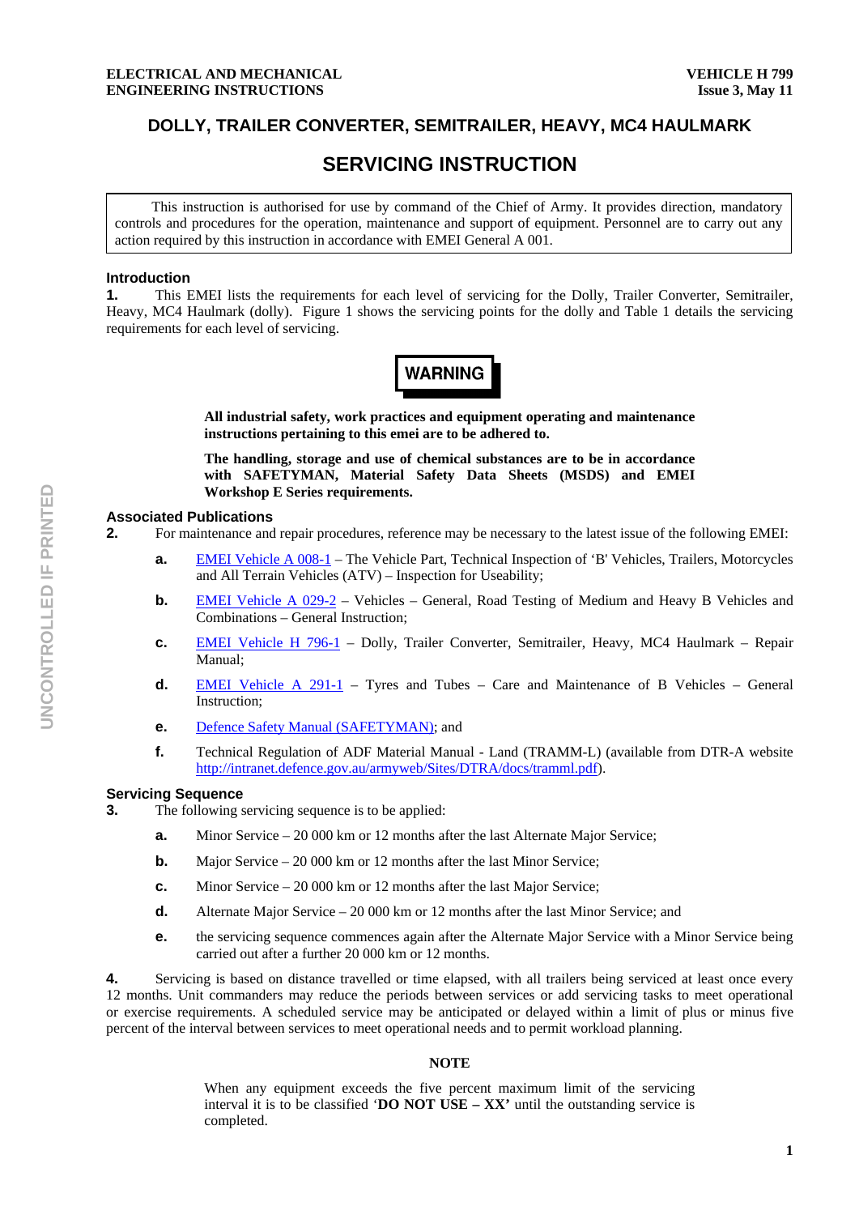ELECTRICAL AND MECHANICAL ENGINEERING INSTRUCTIONS

VEHICLE H 799
Issue 3, May 11

# DOLLY, TRAILER CONVERTER, SEMITRAILER, HEAVY, MC4 HAULMARK

# SERVICING INSTRUCTION

> This instruction is authorised for use by command of the Chief of Army. It provides direction, mandatory controls and procedures for the operation, maintenance and support of equipment. Personnel are to carry out any action required by this instruction in accordance with EMEI General A 001.

## Introduction

**1.** This EMEI lists the requirements for each level of servicing for the Dolly, Trailer Converter, Semitrailer, Heavy, MC4 Haulmark (dolly). Figure 1 shows the servicing points for the dolly and Table 1 details the servicing requirements for each level of servicing.

**WARNING**

**All industrial safety, work practices and equipment operating and maintenance instructions pertaining to this emei are to be adhered to.**

**The handling, storage and use of chemical substances are to be in accordance with SAFETYMAN, Material Safety Data Sheets (MSDS) and EMEI Workshop E Series requirements.**

## Associated Publications

**2.** For maintenance and repair procedures, reference may be necessary to the latest issue of the following EMEI:

- **a.** EMEI Vehicle A 008-1 – The Vehicle Part, Technical Inspection of 'B' Vehicles, Trailers, Motorcycles and All Terrain Vehicles (ATV) – Inspection for Useability;
- **b.** EMEI Vehicle A 029-2 – Vehicles – General, Road Testing of Medium and Heavy B Vehicles and Combinations – General Instruction;
- **c.** EMEI Vehicle H 796-1 – Dolly, Trailer Converter, Semitrailer, Heavy, MC4 Haulmark – Repair Manual;
- **d.** EMEI Vehicle A 291-1 – Tyres and Tubes – Care and Maintenance of B Vehicles – General Instruction;
- **e.** Defence Safety Manual (SAFETYMAN); and
- **f.** Technical Regulation of ADF Material Manual - Land (TRAMM-L) (available from DTR-A website http://intranet.defence.gov.au/armyweb/Sites/DTRA/docs/tramml.pdf).

## Servicing Sequence

**3.** The following servicing sequence is to be applied:

- **a.** Minor Service – 20 000 km or 12 months after the last Alternate Major Service;
- **b.** Major Service – 20 000 km or 12 months after the last Minor Service;
- **c.** Minor Service – 20 000 km or 12 months after the last Major Service;
- **d.** Alternate Major Service – 20 000 km or 12 months after the last Minor Service; and
- **e.** the servicing sequence commences again after the Alternate Major Service with a Minor Service being carried out after a further 20 000 km or 12 months.

**4.** Servicing is based on distance travelled or time elapsed, with all trailers being serviced at least once every 12 months. Unit commanders may reduce the periods between services or add servicing tasks to meet operational or exercise requirements. A scheduled service may be anticipated or delayed within a limit of plus or minus five percent of the interval between services to meet operational needs and to permit workload planning.

**NOTE**

When any equipment exceeds the five percent maximum limit of the servicing interval it is to be classified '**DO NOT USE – XX'** until the outstanding service is completed.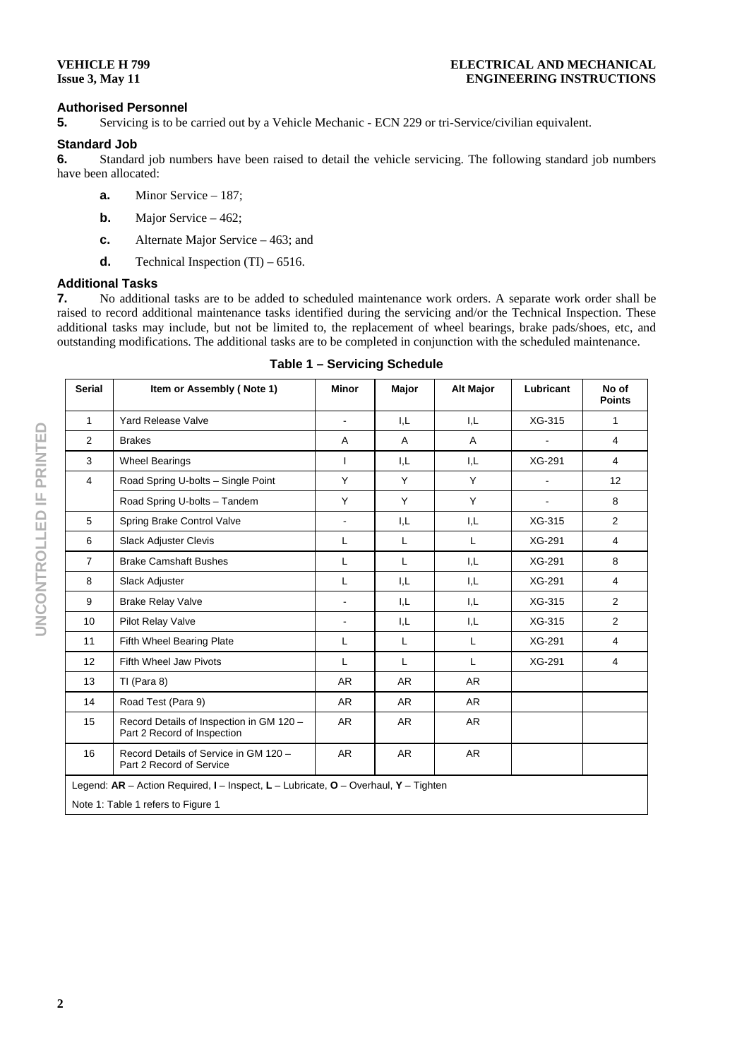### Authorised Personnel

**5.** Servicing is to be carried out by a Vehicle Mechanic - ECN 229 or tri-Service/civilian equivalent.

### Standard Job

**6.** Standard job numbers have been raised to detail the vehicle servicing. The following standard job numbers have been allocated:

- **a.** Minor Service – 187;
- **b.** Major Service – 462;
- **c.** Alternate Major Service – 463; and
- **d.** Technical Inspection (TI) – 6516.

### Additional Tasks

**7.** No additional tasks are to be added to scheduled maintenance work orders. A separate work order shall be raised to record additional maintenance tasks identified during the servicing and/or the Technical Inspection. These additional tasks may include, but not be limited to, the replacement of wheel bearings, brake pads/shoes, etc, and outstanding modifications. The additional tasks are to be completed in conjunction with the scheduled maintenance.

**Table 1 – Servicing Schedule**

| Serial | Item or Assembly ( Note 1) | Minor | Major | Alt Major | Lubricant | No of Points |
|---|---|---|---|---|---|---|
| 1 | Yard Release Valve | - | I,L | I,L | XG-315 | 1 |
| 2 | Brakes | A | A | A | - | 4 |
| 3 | Wheel Bearings | I | I,L | I,L | XG-291 | 4 |
| 4 | Road Spring U-bolts – Single Point | Y | Y | Y | - | 12 |
| | Road Spring U-bolts – Tandem | Y | Y | Y | - | 8 |
| 5 | Spring Brake Control Valve | - | I,L | I,L | XG-315 | 2 |
| 6 | Slack Adjuster Clevis | L | L | L | XG-291 | 4 |
| 7 | Brake Camshaft Bushes | L | L | I,L | XG-291 | 8 |
| 8 | Slack Adjuster | L | I,L | I,L | XG-291 | 4 |
| 9 | Brake Relay Valve | - | I,L | I,L | XG-315 | 2 |
| 10 | Pilot Relay Valve | - | I,L | I,L | XG-315 | 2 |
| 11 | Fifth Wheel Bearing Plate | L | L | L | XG-291 | 4 |
| 12 | Fifth Wheel Jaw Pivots | L | L | L | XG-291 | 4 |
| 13 | TI (Para 8) | AR | AR | AR | | |
| 14 | Road Test (Para 9) | AR | AR | AR | | |
| 15 | Record Details of Inspection in GM 120 – Part 2 Record of Inspection | AR | AR | AR | | |
| 16 | Record Details of Service in GM 120 – Part 2 Record of Service | AR | AR | AR | | |

Legend: **AR** – Action Required, **I** – Inspect, **L** – Lubricate, **O** – Overhaul, **Y** – Tighten

Note 1: Table 1 refers to Figure 1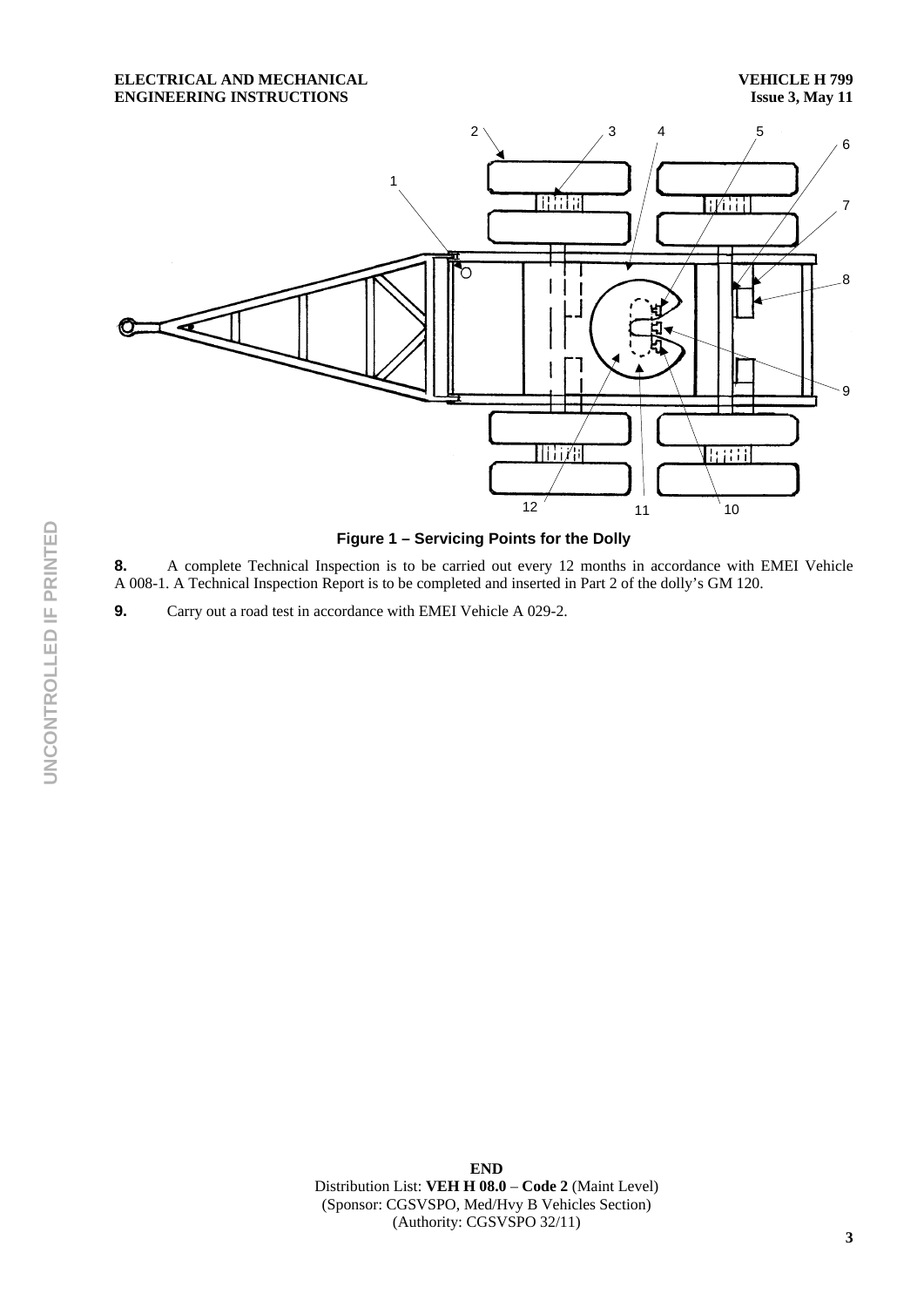2 3 4 5 6 7 8 9 10 11 12 1

**Figure 1 – Servicing Points for the Dolly**

**8.** A complete Technical Inspection is to be carried out every 12 months in accordance with EMEI Vehicle A 008-1. A Technical Inspection Report is to be completed and inserted in Part 2 of the dolly's GM 120.

**9.** Carry out a road test in accordance with EMEI Vehicle A 029-2.

**END**

Distribution List: **VEH H 08.0** – **Code 2** (Maint Level)
(Sponsor: CGSVSPO, Med/Hvy B Vehicles Section)
(Authority: CGSVSPO 32/11)